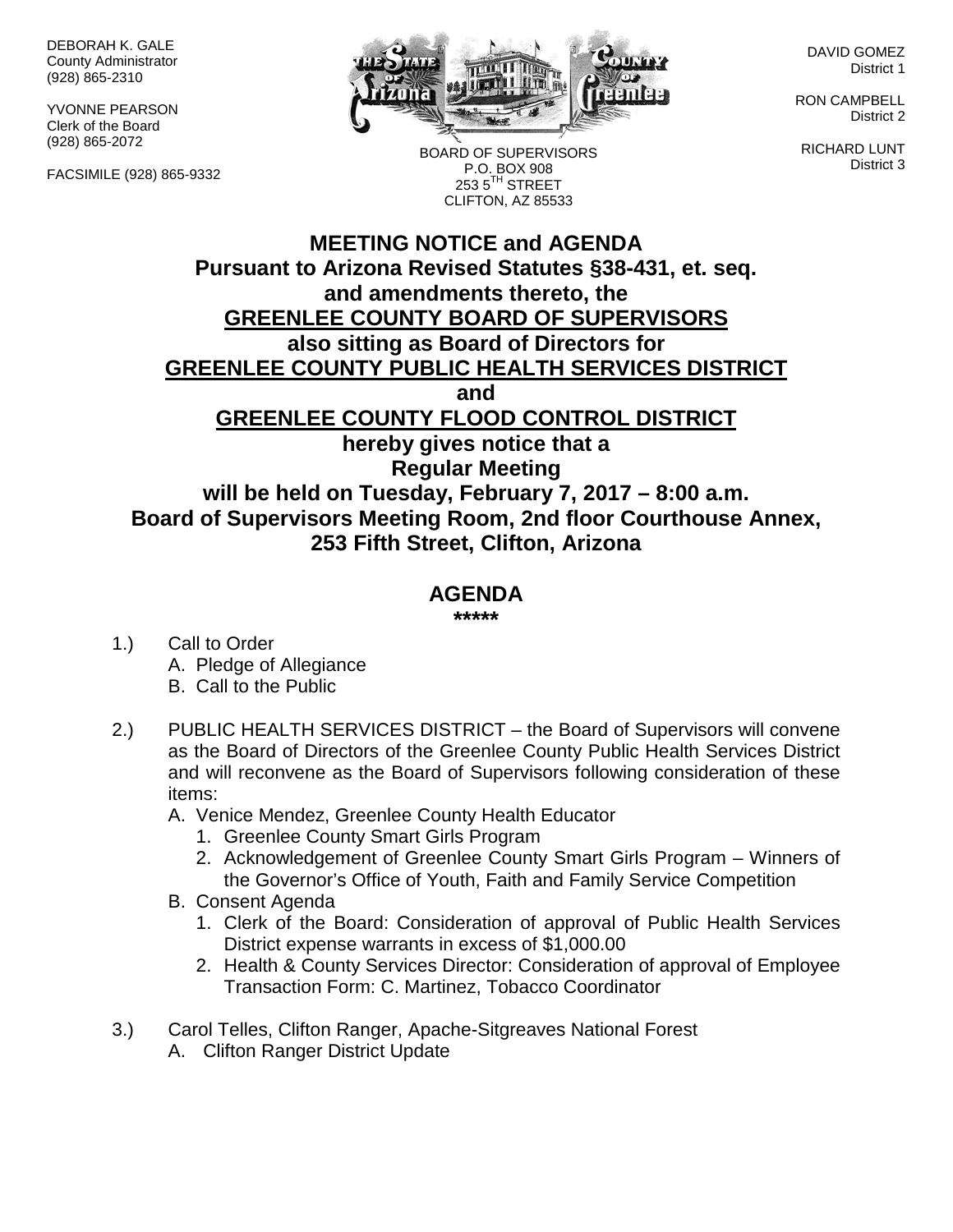DEBORAH K. GALE
County Administrator
(928) 865-2310

YVONNE PEARSON
Clerk of the Board
(928) 865-2072

FACSIMILE (928) 865-9332

BOARD OF SUPERVISORS
P.O. BOX 908
253 5TH STREET
CLIFTON, AZ 85533

DAVID GOMEZ
District 1

RON CAMPBELL
District 2

RICHARD LUNT
District 3

# MEETING NOTICE and AGENDA

**Pursuant to Arizona Revised Statutes §38-431, et. seq.**
**and amendments thereto, the**
**GREENLEE COUNTY BOARD OF SUPERVISORS**
**also sitting as Board of Directors for**
**GREENLEE COUNTY PUBLIC HEALTH SERVICES DISTRICT**
**and**
**GREENLEE COUNTY FLOOD CONTROL DISTRICT**
**hereby gives notice that a**
**Regular Meeting**
**will be held on Tuesday, February 7, 2017 – 8:00 a.m.**
**Board of Supervisors Meeting Room, 2nd floor Courthouse Annex,**
**253 Fifth Street, Clifton, Arizona**

## AGENDA

**\*\*\*\*\***

1.) Call to Order
   - A. Pledge of Allegiance
   - B. Call to the Public

2.) PUBLIC HEALTH SERVICES DISTRICT – the Board of Supervisors will convene as the Board of Directors of the Greenlee County Public Health Services District and will reconvene as the Board of Supervisors following consideration of these items:
   - A. Venice Mendez, Greenlee County Health Educator
     1. Greenlee County Smart Girls Program
     2. Acknowledgement of Greenlee County Smart Girls Program – Winners of the Governor's Office of Youth, Faith and Family Service Competition
   - B. Consent Agenda
     1. Clerk of the Board: Consideration of approval of Public Health Services District expense warrants in excess of $1,000.00
     2. Health & County Services Director: Consideration of approval of Employee Transaction Form: C. Martinez, Tobacco Coordinator

3.) Carol Telles, Clifton Ranger, Apache-Sitgreaves National Forest
   - A. Clifton Ranger District Update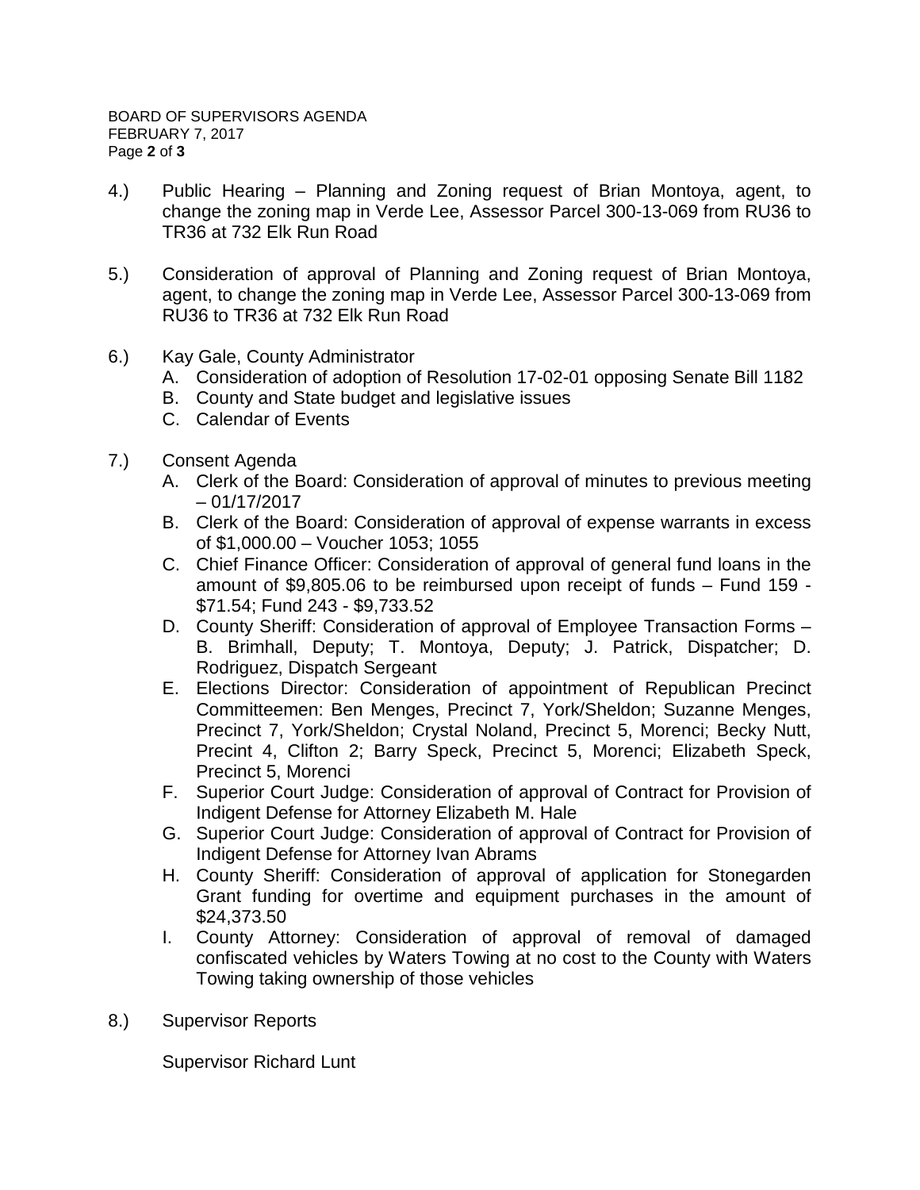4.) Public Hearing – Planning and Zoning request of Brian Montoya, agent, to change the zoning map in Verde Lee, Assessor Parcel 300-13-069 from RU36 to TR36 at 732 Elk Run Road

5.) Consideration of approval of Planning and Zoning request of Brian Montoya, agent, to change the zoning map in Verde Lee, Assessor Parcel 300-13-069 from RU36 to TR36 at 732 Elk Run Road

6.) Kay Gale, County Administrator
   A. Consideration of adoption of Resolution 17-02-01 opposing Senate Bill 1182
   B. County and State budget and legislative issues
   C. Calendar of Events

7.) Consent Agenda
   A. Clerk of the Board: Consideration of approval of minutes to previous meeting – 01/17/2017
   B. Clerk of the Board: Consideration of approval of expense warrants in excess of $1,000.00 – Voucher 1053; 1055
   C. Chief Finance Officer: Consideration of approval of general fund loans in the amount of $9,805.06 to be reimbursed upon receipt of funds – Fund 159 - $71.54; Fund 243 - $9,733.52
   D. County Sheriff: Consideration of approval of Employee Transaction Forms – B. Brimhall, Deputy; T. Montoya, Deputy; J. Patrick, Dispatcher; D. Rodriguez, Dispatch Sergeant
   E. Elections Director: Consideration of appointment of Republican Precinct Committeemen: Ben Menges, Precinct 7, York/Sheldon; Suzanne Menges, Precinct 7, York/Sheldon; Crystal Noland, Precinct 5, Morenci; Becky Nutt, Precint 4, Clifton 2; Barry Speck, Precinct 5, Morenci; Elizabeth Speck, Precinct 5, Morenci
   F. Superior Court Judge: Consideration of approval of Contract for Provision of Indigent Defense for Attorney Elizabeth M. Hale
   G. Superior Court Judge: Consideration of approval of Contract for Provision of Indigent Defense for Attorney Ivan Abrams
   H. County Sheriff: Consideration of approval of application for Stonegarden Grant funding for overtime and equipment purchases in the amount of $24,373.50
   I. County Attorney: Consideration of approval of removal of damaged confiscated vehicles by Waters Towing at no cost to the County with Waters Towing taking ownership of those vehicles

8.) Supervisor Reports

   Supervisor Richard Lunt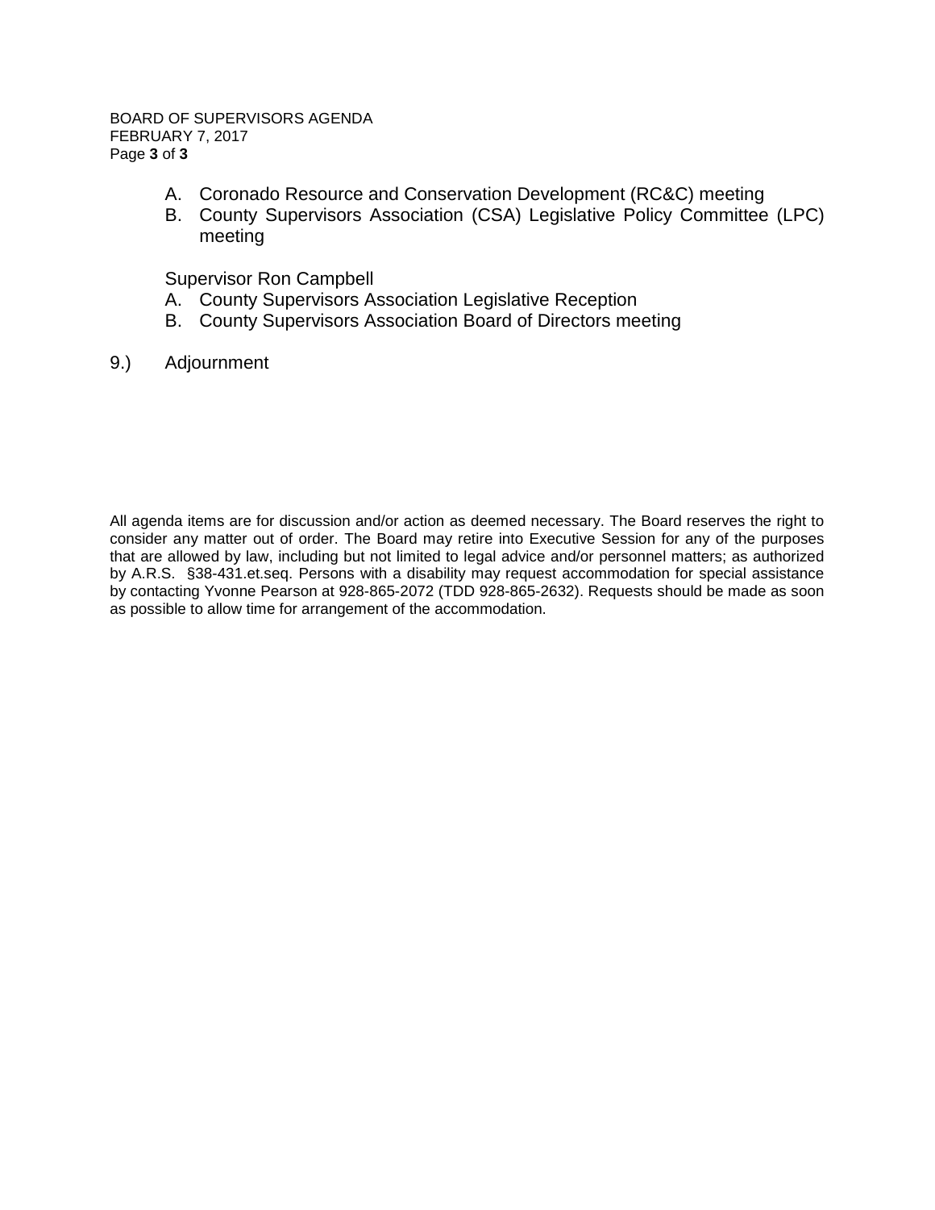A. Coronado Resource and Conservation Development (RC&C) meeting
B. County Supervisors Association (CSA) Legislative Policy Committee (LPC) meeting

Supervisor Ron Campbell

A. County Supervisors Association Legislative Reception
B. County Supervisors Association Board of Directors meeting

9.) Adjournment

All agenda items are for discussion and/or action as deemed necessary. The Board reserves the right to consider any matter out of order. The Board may retire into Executive Session for any of the purposes that are allowed by law, including but not limited to legal advice and/or personnel matters; as authorized by A.R.S. §38-431.et.seq. Persons with a disability may request accommodation for special assistance by contacting Yvonne Pearson at 928-865-2072 (TDD 928-865-2632). Requests should be made as soon as possible to allow time for arrangement of the accommodation.